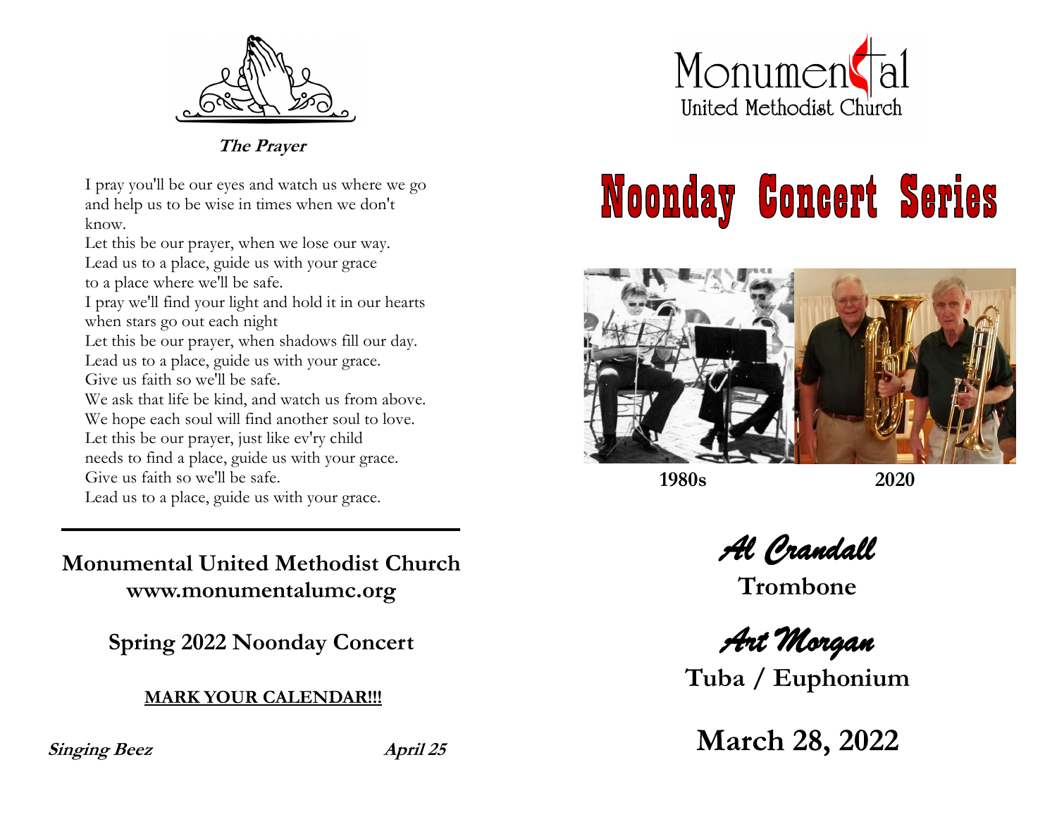**The Prayer**

I pray you'll be our eyes and watch us where we go
and help us to be wise in times when we don't
know.
Let this be our prayer, when we lose our way.
Lead us to a place, guide us with your grace
to a place where we'll be safe.
I pray we'll find your light and hold it in our hearts
when stars go out each night
Let this be our prayer, when shadows fill our day.
Lead us to a place, guide us with your grace.
Give us faith so we'll be safe.
We ask that life be kind, and watch us from above.
We hope each soul will find another soul to love.
Let this be our prayer, just like ev'ry child
needs to find a place, guide us with your grace.
Give us faith so we'll be safe.
Lead us to a place, guide us with your grace.

---

**Monumental United Methodist Church**
**www.monumentalumc.org**

**Spring 2022 Noonday Concert**

**MARK YOUR CALENDAR!!!**

***Singing Beez*** — ***April 25***

Monumental
United Methodist Church

# Noonday Concert Series

**1980s** — **2020**

***Al Crandall***
**Trombone**

***Art Morgan***
**Tuba / Euphonium**

## March 28, 2022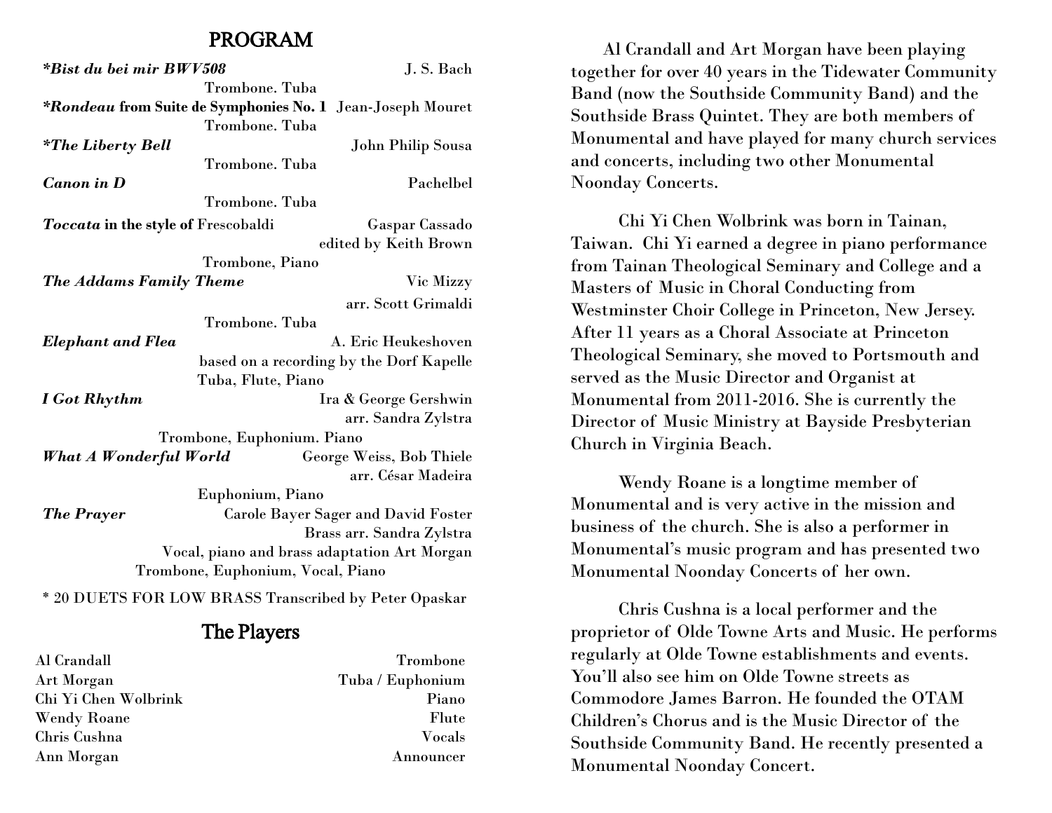## PROGRAM

***Bist du bei mir BWV508*** J. S. Bach
Trombone. Tuba

***Rondeau* from Suite de Symphonies No. 1** Jean-Joseph Mouret
Trombone. Tuba

****The Liberty Bell*** John Philip Sousa
Trombone. Tuba

***Canon in D*** Pachelbel
Trombone. Tuba

***Toccata* in the style of** Frescobaldi Gaspar Cassado
edited by Keith Brown
Trombone, Piano

***The Addams Family Theme*** Vic Mizzy
arr. Scott Grimaldi
Trombone. Tuba

***Elephant and Flea*** A. Eric Heukeshoven
based on a recording by the Dorf Kapelle
Tuba, Flute, Piano

***I Got Rhythm*** Ira & George Gershwin
arr. Sandra Zylstra
Trombone, Euphonium. Piano

***What A Wonderful World*** George Weiss, Bob Thiele
arr. César Madeira
Euphonium, Piano

***The Prayer*** Carole Bayer Sager and David Foster
Brass arr. Sandra Zylstra
Vocal, piano and brass adaptation Art Morgan
Trombone, Euphonium, Vocal, Piano

\* 20 DUETS FOR LOW BRASS Transcribed by Peter Opaskar

## The Players

| | |
|---|---|
| Al Crandall | Trombone |
| Art Morgan | Tuba / Euphonium |
| Chi Yi Chen Wolbrink | Piano |
| Wendy Roane | Flute |
| Chris Cushna | Vocals |
| Ann Morgan | Announcer |

Al Crandall and Art Morgan have been playing together for over 40 years in the Tidewater Community Band (now the Southside Community Band) and the Southside Brass Quintet. They are both members of Monumental and have played for many church services and concerts, including two other Monumental Noonday Concerts.

Chi Yi Chen Wolbrink was born in Tainan, Taiwan. Chi Yi earned a degree in piano performance from Tainan Theological Seminary and College and a Masters of Music in Choral Conducting from Westminster Choir College in Princeton, New Jersey. After 11 years as a Choral Associate at Princeton Theological Seminary, she moved to Portsmouth and served as the Music Director and Organist at Monumental from 2011-2016. She is currently the Director of Music Ministry at Bayside Presbyterian Church in Virginia Beach.

Wendy Roane is a longtime member of Monumental and is very active in the mission and business of the church. She is also a performer in Monumental's music program and has presented two Monumental Noonday Concerts of her own.

Chris Cushna is a local performer and the proprietor of Olde Towne Arts and Music. He performs regularly at Olde Towne establishments and events. You'll also see him on Olde Towne streets as Commodore James Barron. He founded the OTAM Children's Chorus and is the Music Director of the Southside Community Band. He recently presented a Monumental Noonday Concert.